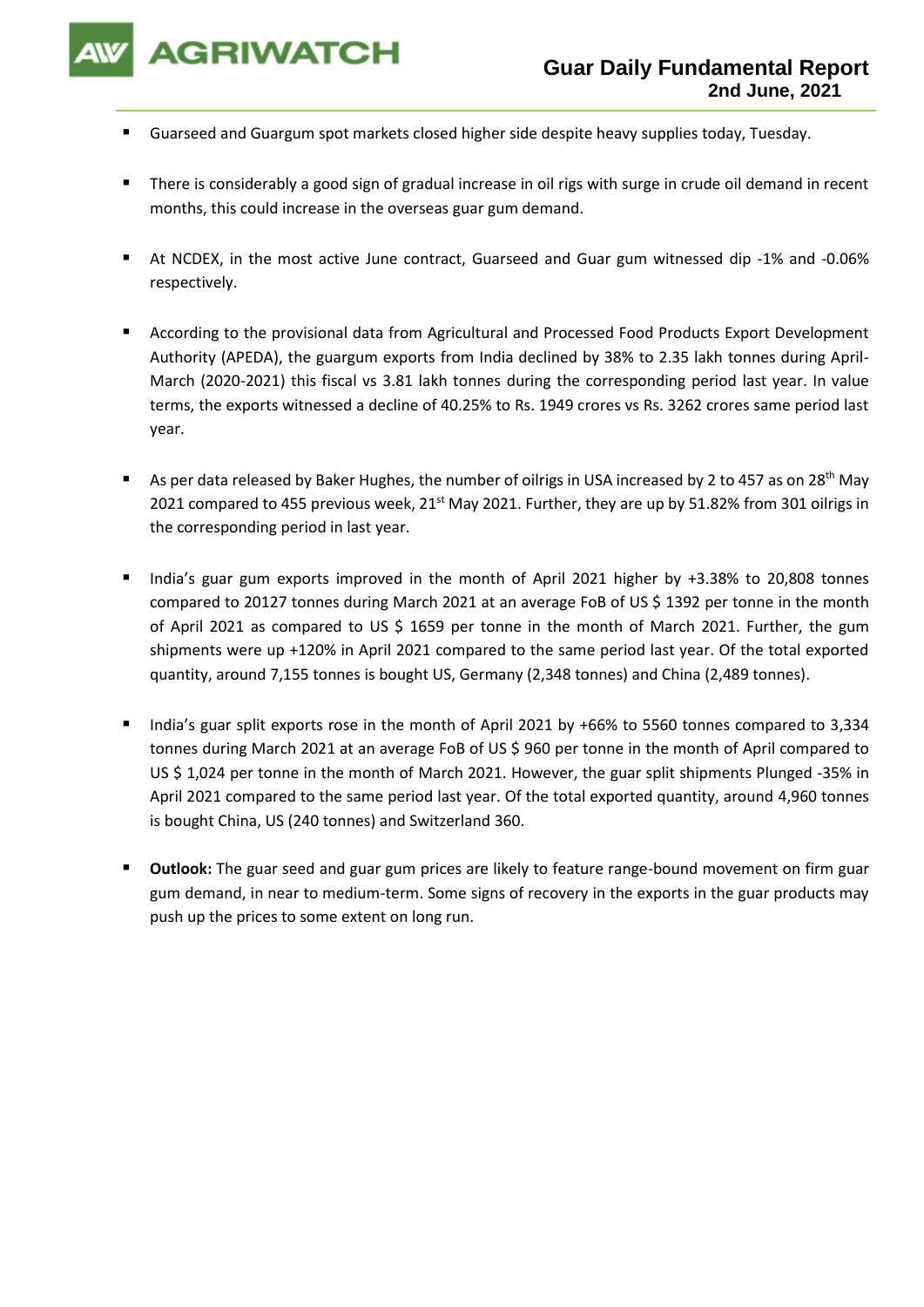# Guar Daily Fundamental Report

**2nd June, 2021**

- Guarseed and Guargum spot markets closed higher side despite heavy supplies today, Tuesday.
- There is considerably a good sign of gradual increase in oil rigs with surge in crude oil demand in recent months, this could increase in the overseas guar gum demand.
- At NCDEX, in the most active June contract, Guarseed and Guar gum witnessed dip -1% and -0.06% respectively.
- According to the provisional data from Agricultural and Processed Food Products Export Development Authority (APEDA), the guargum exports from India declined by 38% to 2.35 lakh tonnes during April-March (2020-2021) this fiscal vs 3.81 lakh tonnes during the corresponding period last year. In value terms, the exports witnessed a decline of 40.25% to Rs. 1949 crores vs Rs. 3262 crores same period last year.
- As per data released by Baker Hughes, the number of oilrigs in USA increased by 2 to 457 as on 28th May 2021 compared to 455 previous week, 21st May 2021. Further, they are up by 51.82% from 301 oilrigs in the corresponding period in last year.
- India's guar gum exports improved in the month of April 2021 higher by +3.38% to 20,808 tonnes compared to 20127 tonnes during March 2021 at an average FoB of US $ 1392 per tonne in the month of April 2021 as compared to US $ 1659 per tonne in the month of March 2021. Further, the gum shipments were up +120% in April 2021 compared to the same period last year. Of the total exported quantity, around 7,155 tonnes is bought US, Germany (2,348 tonnes) and China (2,489 tonnes).
- India's guar split exports rose in the month of April 2021 by +66% to 5560 tonnes compared to 3,334 tonnes during March 2021 at an average FoB of US $ 960 per tonne in the month of April compared to US $ 1,024 per tonne in the month of March 2021. However, the guar split shipments Plunged -35% in April 2021 compared to the same period last year. Of the total exported quantity, around 4,960 tonnes is bought China, US (240 tonnes) and Switzerland 360.
- **Outlook:** The guar seed and guar gum prices are likely to feature range-bound movement on firm guar gum demand, in near to medium-term. Some signs of recovery in the exports in the guar products may push up the prices to some extent on long run.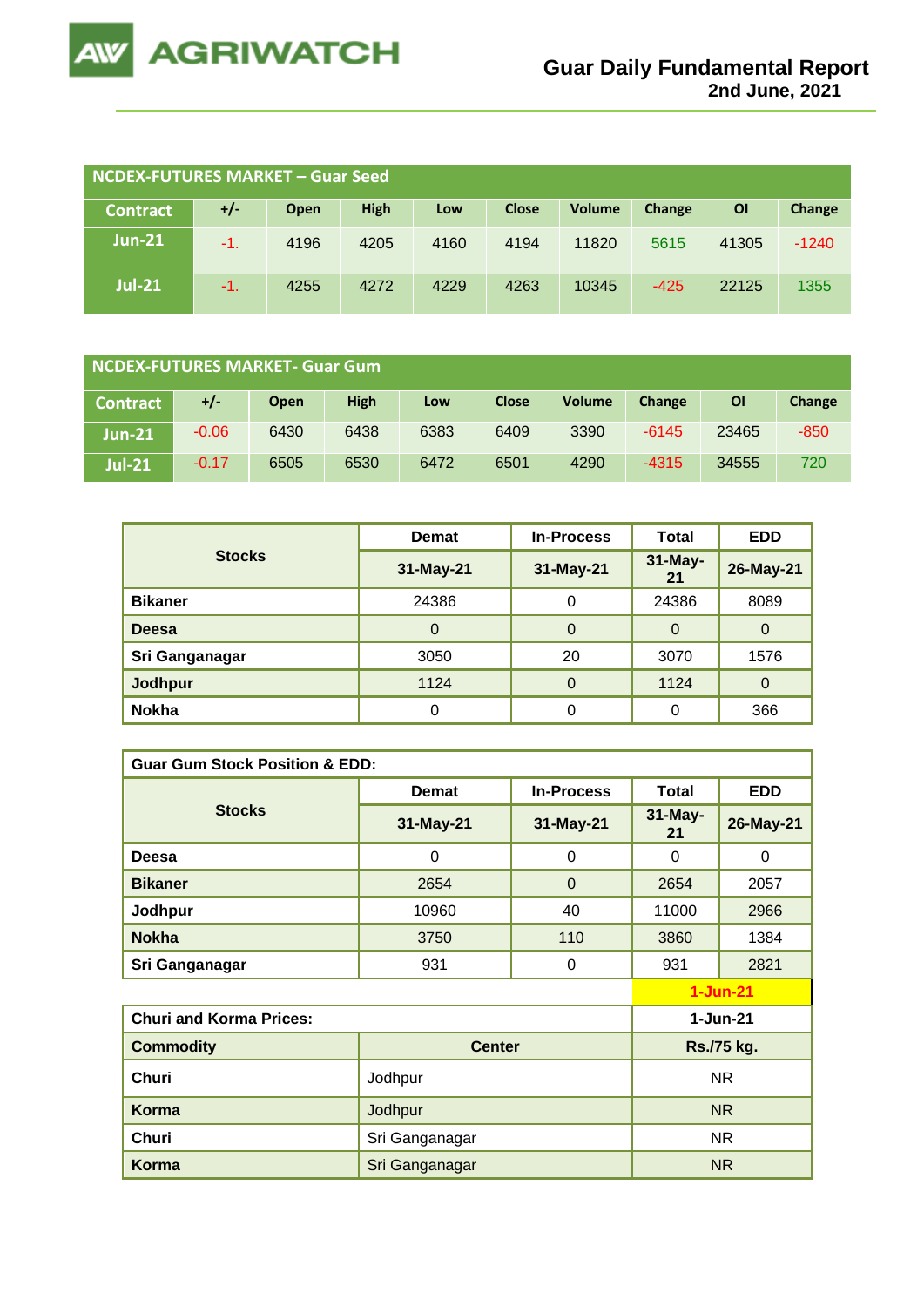# Guar Daily Fundamental Report
**2nd June, 2021**

**NCDEX-FUTURES MARKET – Guar Seed**

| Contract | +/- | Open | High | Low | Close | Volume | Change | OI | Change |
|---|---|---|---|---|---|---|---|---|---|
| Jun-21 | -1. | 4196 | 4205 | 4160 | 4194 | 11820 | 5615 | 41305 | -1240 |
| Jul-21 | -1. | 4255 | 4272 | 4229 | 4263 | 10345 | -425 | 22125 | 1355 |

**NCDEX-FUTURES MARKET- Guar Gum**

| Contract | +/- | Open | High | Low | Close | Volume | Change | OI | Change |
|---|---|---|---|---|---|---|---|---|---|
| Jun-21 | -0.06 | 6430 | 6438 | 6383 | 6409 | 3390 | -6145 | 23465 | -850 |
| Jul-21 | -0.17 | 6505 | 6530 | 6472 | 6501 | 4290 | -4315 | 34555 | 720 |

| Stocks | Demat | In-Process | Total | EDD |
|---|---|---|---|---|
| | 31-May-21 | 31-May-21 | 31-May-21 | 26-May-21 |
| **Bikaner** | 24386 | 0 | 24386 | 8089 |
| **Deesa** | 0 | 0 | 0 | 0 |
| **Sri Ganganagar** | 3050 | 20 | 3070 | 1576 |
| **Jodhpur** | 1124 | 0 | 1124 | 0 |
| **Nokha** | 0 | 0 | 0 | 366 |

**Guar Gum Stock Position & EDD:**

| Stocks | Demat | In-Process | Total | EDD |
|---|---|---|---|---|
| | 31-May-21 | 31-May-21 | 31-May-21 | 26-May-21 |
| **Deesa** | 0 | 0 | 0 | 0 |
| **Bikaner** | 2654 | 0 | 2654 | 2057 |
| **Jodhpur** | 10960 | 40 | 11000 | 2966 |
| **Nokha** | 3750 | 110 | 3860 | 1384 |
| **Sri Ganganagar** | 931 | 0 | 931 | 2821 |

**1-Jun-21**

| Churi and Korma Prices: | | 1-Jun-21 |
|---|---|---|
| **Commodity** | **Center** | **Rs./75 kg.** |
| **Churi** | Jodhpur | NR |
| **Korma** | Jodhpur | NR |
| **Churi** | Sri Ganganagar | NR |
| **Korma** | Sri Ganganagar | NR |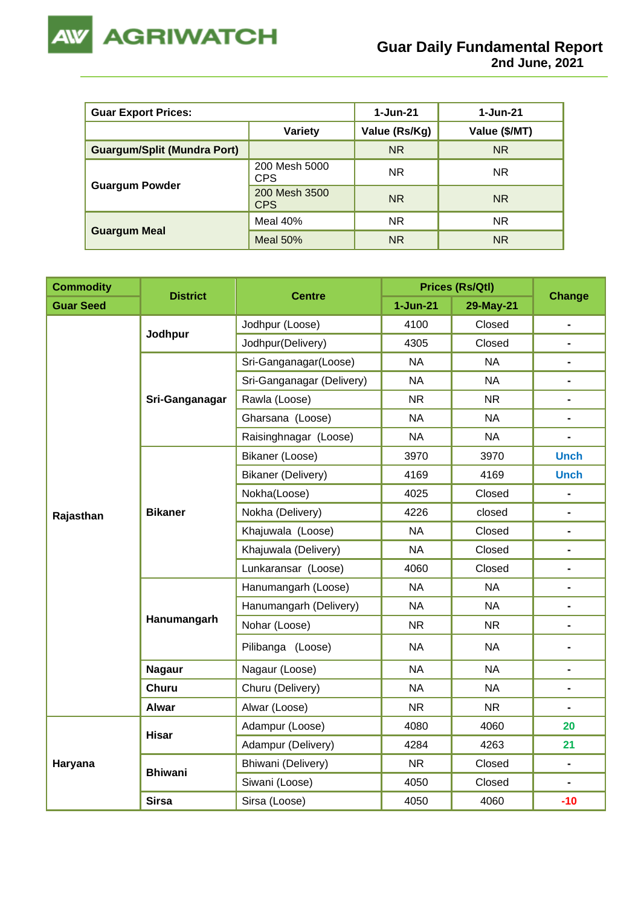| Guar Export Prices: | | 1-Jun-21 | 1-Jun-21 |
|---|---|---|---|
| | Variety | Value (Rs/Kg) | Value ($/MT) |
| Guargum/Split (Mundra Port) | | NR | NR |
| Guargum Powder | 200 Mesh 5000 CPS | NR | NR |
| | 200 Mesh 3500 CPS | NR | NR |
| Guargum Meal | Meal 40% | NR | NR |
| | Meal 50% | NR | NR |

| Commodity | District | Centre | Prices (Rs/Qtl) | | Change |
|---|---|---|---|---|---|
| Guar Seed | | | 1-Jun-21 | 29-May-21 | |
| Rajasthan | Jodhpur | Jodhpur (Loose) | 4100 | Closed | - |
| | | Jodhpur(Delivery) | 4305 | Closed | - |
| | Sri-Ganganagar | Sri-Ganganagar(Loose) | NA | NA | - |
| | | Sri-Ganganagar (Delivery) | NA | NA | - |
| | | Rawla (Loose) | NR | NR | - |
| | | Gharsana (Loose) | NA | NA | - |
| | | Raisinghnagar (Loose) | NA | NA | - |
| | Bikaner | Bikaner (Loose) | 3970 | 3970 | Unch |
| | | Bikaner (Delivery) | 4169 | 4169 | Unch |
| | | Nokha(Loose) | 4025 | Closed | - |
| | | Nokha (Delivery) | 4226 | closed | - |
| | | Khajuwala (Loose) | NA | Closed | - |
| | | Khajuwala (Delivery) | NA | Closed | - |
| | | Lunkaransar (Loose) | 4060 | Closed | - |
| | Hanumangarh | Hanumangarh (Loose) | NA | NA | - |
| | | Hanumangarh (Delivery) | NA | NA | - |
| | | Nohar (Loose) | NR | NR | - |
| | | Pilibanga (Loose) | NA | NA | - |
| | Nagaur | Nagaur (Loose) | NA | NA | - |
| | Churu | Churu (Delivery) | NA | NA | - |
| | Alwar | Alwar (Loose) | NR | NR | - |
| Haryana | Hisar | Adampur (Loose) | 4080 | 4060 | 20 |
| | | Adampur (Delivery) | 4284 | 4263 | 21 |
| | Bhiwani | Bhiwani (Delivery) | NR | Closed | - |
| | | Siwani (Loose) | 4050 | Closed | - |
| | Sirsa | Sirsa (Loose) | 4050 | 4060 | -10 |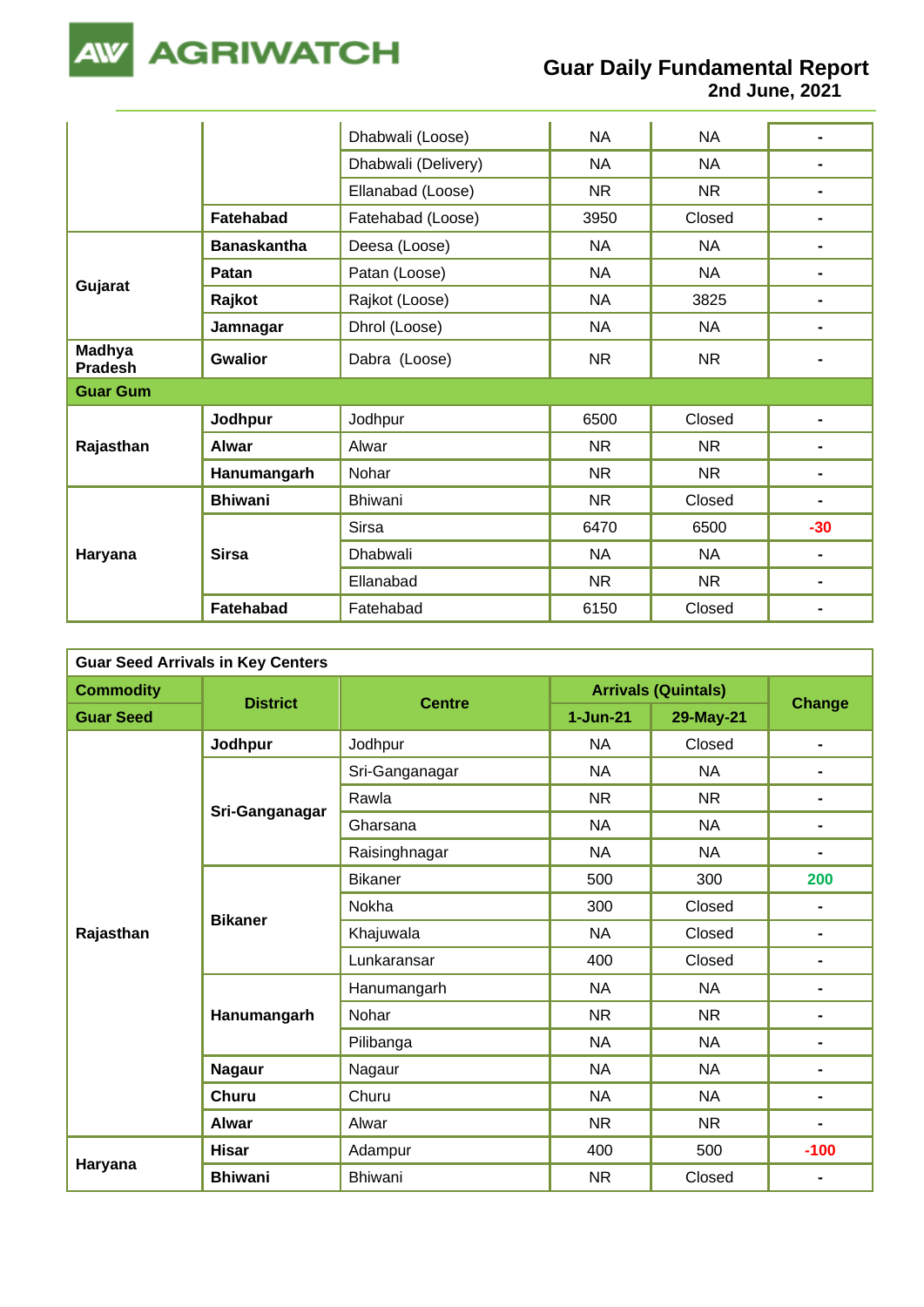| | | | | | |
|---|---|---|---|---|---|
| | | Dhabwali (Loose) | NA | NA | - |
| | | Dhabwali (Delivery) | NA | NA | - |
| | | Ellanabad (Loose) | NR | NR | - |
| | **Fatehabad** | Fatehabad (Loose) | 3950 | Closed | - |
| **Gujarat** | **Banaskantha** | Deesa (Loose) | NA | NA | - |
| | **Patan** | Patan (Loose) | NA | NA | - |
| | **Rajkot** | Rajkot (Loose) | NA | 3825 | - |
| | **Jamnagar** | Dhrol (Loose) | NA | NA | - |
| **Madhya Pradesh** | **Gwalior** | Dabra (Loose) | NR | NR | - |
| **Guar Gum** | | | | | |
| **Rajasthan** | **Jodhpur** | Jodhpur | 6500 | Closed | - |
| | **Alwar** | Alwar | NR | NR | - |
| | **Hanumangarh** | Nohar | NR | NR | - |
| **Haryana** | **Bhiwani** | Bhiwani | NR | Closed | - |
| | **Sirsa** | Sirsa | 6470 | 6500 | -30 |
| | | Dhabwali | NA | NA | - |
| | | Ellanabad | NR | NR | - |
| | **Fatehabad** | Fatehabad | 6150 | Closed | - |

| **Guar Seed Arrivals in Key Centers** | | | | | |
|---|---|---|---|---|---|
| **Commodity** | **District** | **Centre** | **Arrivals (Quintals)** | | **Change** |
| **Guar Seed** | | | **1-Jun-21** | **29-May-21** | |
| **Rajasthan** | **Jodhpur** | Jodhpur | NA | Closed | - |
| | **Sri-Ganganagar** | Sri-Ganganagar | NA | NA | - |
| | | Rawla | NR | NR | - |
| | | Gharsana | NA | NA | - |
| | | Raisinghnagar | NA | NA | - |
| | **Bikaner** | Bikaner | 500 | 300 | 200 |
| | | Nokha | 300 | Closed | - |
| | | Khajuwala | NA | Closed | - |
| | | Lunkaransar | 400 | Closed | - |
| | **Hanumangarh** | Hanumangarh | NA | NA | - |
| | | Nohar | NR | NR | - |
| | | Pilibanga | NA | NA | - |
| | **Nagaur** | Nagaur | NA | NA | - |
| | **Churu** | Churu | NA | NA | - |
| | **Alwar** | Alwar | NR | NR | - |
| **Haryana** | **Hisar** | Adampur | 400 | 500 | -100 |
| | **Bhiwani** | Bhiwani | NR | Closed | - |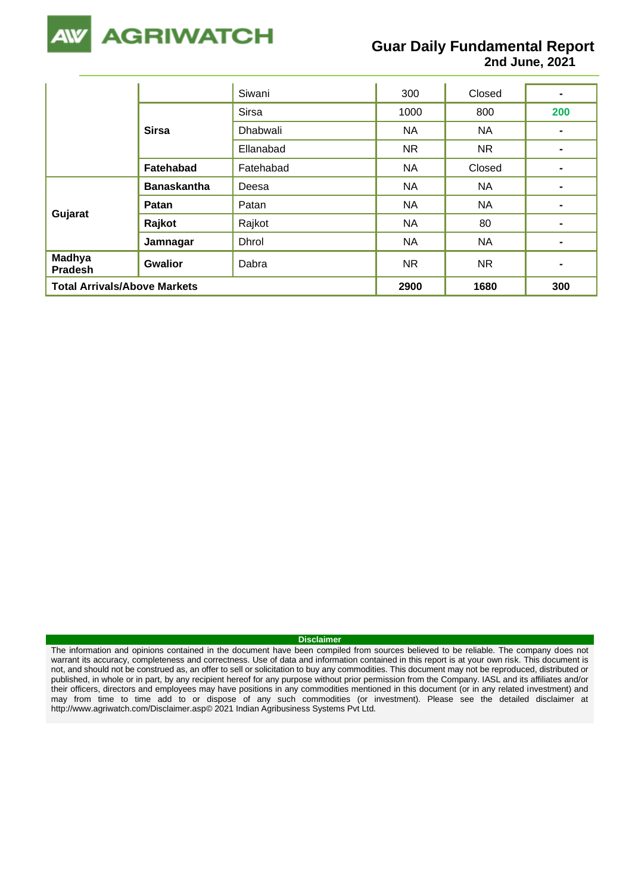| | | | | | |
|---|---|---|---|---|---|
| | | Siwani | 300 | Closed | - |
| | Sirsa | Sirsa | 1000 | 800 | 200 |
| | | Dhabwali | NA | NA | - |
| | | Ellanabad | NR | NR | - |
| | Fatehabad | Fatehabad | NA | Closed | - |
| Gujarat | Banaskantha | Deesa | NA | NA | - |
| | Patan | Patan | NA | NA | - |
| | Rajkot | Rajkot | NA | 80 | - |
| | Jamnagar | Dhrol | NA | NA | - |
| Madhya Pradesh | Gwalior | Dabra | NR | NR | - |
| **Total Arrivals/Above Markets** | | | **2900** | **1680** | **300** |

**Disclaimer**

The information and opinions contained in the document have been compiled from sources believed to be reliable. The company does not warrant its accuracy, completeness and correctness. Use of data and information contained in this report is at your own risk. This document is not, and should not be construed as, an offer to sell or solicitation to buy any commodities. This document may not be reproduced, distributed or published, in whole or in part, by any recipient hereof for any purpose without prior permission from the Company. IASL and its affiliates and/or their officers, directors and employees may have positions in any commodities mentioned in this document (or in any related investment) and may from time to time add to or dispose of any such commodities (or investment). Please see the detailed disclaimer at http://www.agriwatch.com/Disclaimer.asp© 2021 Indian Agribusiness Systems Pvt Ltd.